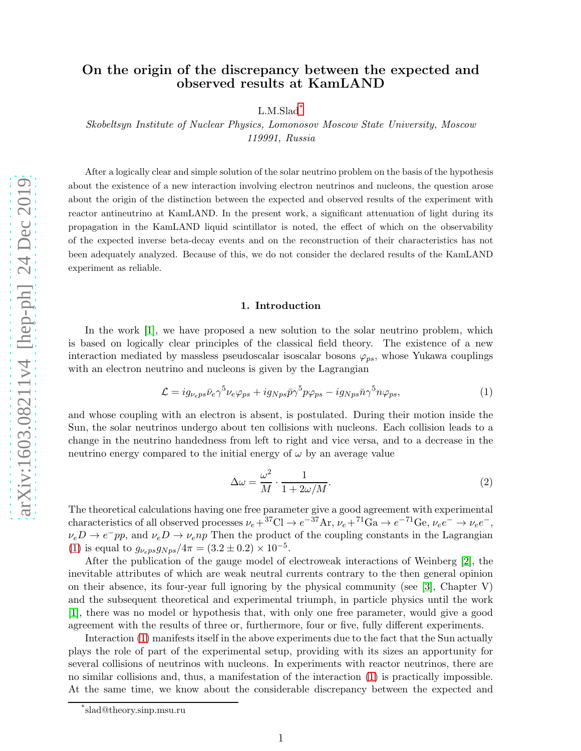# On the origin of the discrepancy between the expected and observed results at KamLAND

L.M.Slad[*]

*Skobeltsyn Institute of Nuclear Physics, Lomonosov Moscow State University, Moscow 119991, Russia*

After a logically clear and simple solution of the solar neutrino problem on the basis of the hypothesis about the existence of a new interaction involving electron neutrinos and nucleons, the question arose about the origin of the distinction between the expected and observed results of the experiment with reactor antineutrino at KamLAND. In the present work, a significant attenuation of light during its propagation in the KamLAND liquid scintillator is noted, the effect of which on the observability of the expected inverse beta-decay events and on the reconstruction of their characteristics has not been adequately analyzed. Because of this, we do not consider the declared results of the KamLAND experiment as reliable.

## 1. Introduction

In the work [1], we have proposed a new solution to the solar neutrino problem, which is based on logically clear principles of the classical field theory. The existence of a new interaction mediated by massless pseudoscalar isoscalar bosons $\varphi_{ps}$, whose Yukawa couplings with an electron neutrino and nucleons is given by the Lagrangian

$$\mathcal{L} = ig_{\nu_e ps}\bar{\nu}_e\gamma^5\nu_e\varphi_{ps} + ig_{Nps}\bar{p}\gamma^5 p\varphi_{ps} - ig_{Nps}\bar{n}\gamma^5 n\varphi_{ps}, \tag{1}$$

and whose coupling with an electron is absent, is postulated. During their motion inside the Sun, the solar neutrinos undergo about ten collisions with nucleons. Each collision leads to a change in the neutrino handedness from left to right and vice versa, and to a decrease in the neutrino energy compared to the initial energy of $\omega$ by an average value

$$\Delta\omega = \frac{\omega^2}{M}\cdot\frac{1}{1+2\omega/M}. \tag{2}$$

The theoretical calculations having one free parameter give a good agreement with experimental characteristics of all observed processes $\nu_e + {}^{37}\mathrm{Cl} \to e^{-}{}^{37}\mathrm{Ar}$, $\nu_e + {}^{71}\mathrm{Ga} \to e^{-}{}^{71}\mathrm{Ge}$, $\nu_e e^- \to \nu_e e^-$, $\nu_e D \to e^- pp$, and $\nu_e D \to \nu_e np$ Then the product of the coupling constants in the Lagrangian (1) is equal to $g_{\nu_e ps}g_{Nps}/4\pi = (3.2 \pm 0.2)\times 10^{-5}$.

After the publication of the gauge model of electroweak interactions of Weinberg [2], the inevitable attributes of which are weak neutral currents contrary to the then general opinion on their absence, its four-year full ignoring by the physical community (see [3], Chapter V) and the subsequent theoretical and experimental triumph, in particle physics until the work [1], there was no model or hypothesis that, with only one free parameter, would give a good agreement with the results of three or, furthermore, four or five, fully different experiments.

Interaction (1) manifests itself in the above experiments due to the fact that the Sun actually plays the role of part of the experimental setup, providing with its sizes an apportunity for several collisions of neutrinos with nucleons. In experiments with reactor neutrinos, there are no similar collisions and, thus, a manifestation of the interaction (1) is practically impossible. At the same time, we know about the considerable discrepancy between the expected and

[*] slad@theory.sinp.msu.ru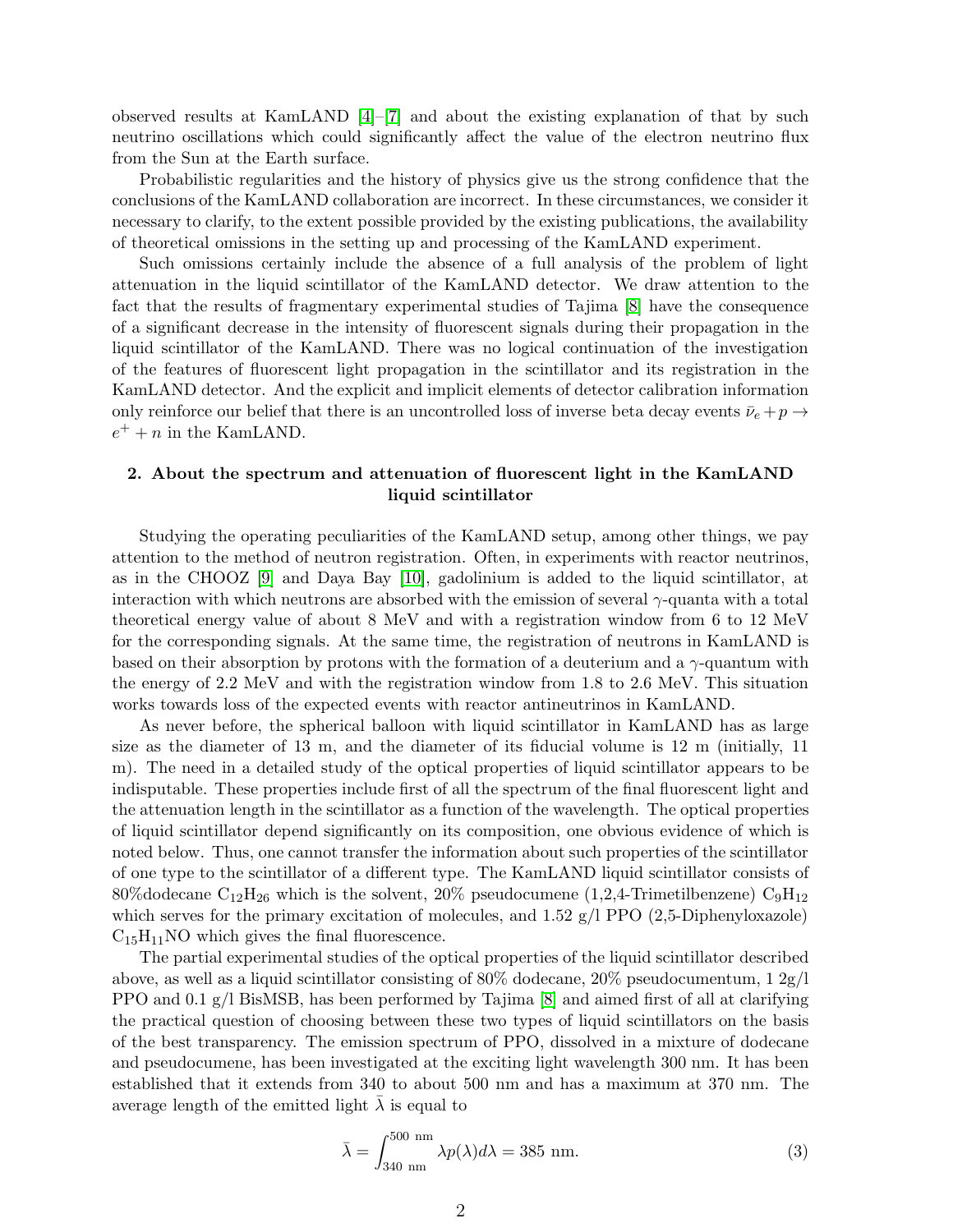observed results at KamLAND [4]–[7] and about the existing explanation of that by such neutrino oscillations which could significantly affect the value of the electron neutrino flux from the Sun at the Earth surface.

Probabilistic regularities and the history of physics give us the strong confidence that the conclusions of the KamLAND collaboration are incorrect. In these circumstances, we consider it necessary to clarify, to the extent possible provided by the existing publications, the availability of theoretical omissions in the setting up and processing of the KamLAND experiment.

Such omissions certainly include the absence of a full analysis of the problem of light attenuation in the liquid scintillator of the KamLAND detector. We draw attention to the fact that the results of fragmentary experimental studies of Tajima [8] have the consequence of a significant decrease in the intensity of fluorescent signals during their propagation in the liquid scintillator of the KamLAND. There was no logical continuation of the investigation of the features of fluorescent light propagation in the scintillator and its registration in the KamLAND detector. And the explicit and implicit elements of detector calibration information only reinforce our belief that there is an uncontrolled loss of inverse beta decay events $\bar{\nu}_e + p \to e^+ + n$ in the KamLAND.

## 2. About the spectrum and attenuation of fluorescent light in the KamLAND liquid scintillator

Studying the operating peculiarities of the KamLAND setup, among other things, we pay attention to the method of neutron registration. Often, in experiments with reactor neutrinos, as in the CHOOZ [9] and Daya Bay [10], gadolinium is added to the liquid scintillator, at interaction with which neutrons are absorbed with the emission of several $\gamma$-quanta with a total theoretical energy value of about 8 MeV and with a registration window from 6 to 12 MeV for the corresponding signals. At the same time, the registration of neutrons in KamLAND is based on their absorption by protons with the formation of a deuterium and a $\gamma$-quantum with the energy of 2.2 MeV and with the registration window from 1.8 to 2.6 MeV. This situation works towards loss of the expected events with reactor antineutrinos in KamLAND.

As never before, the spherical balloon with liquid scintillator in KamLAND has as large size as the diameter of 13 m, and the diameter of its fiducial volume is 12 m (initially, 11 m). The need in a detailed study of the optical properties of liquid scintillator appears to be indisputable. These properties include first of all the spectrum of the final fluorescent light and the attenuation length in the scintillator as a function of the wavelength. The optical properties of liquid scintillator depend significantly on its composition, one obvious evidence of which is noted below. Thus, one cannot transfer the information about such properties of the scintillator of one type to the scintillator of a different type. The KamLAND liquid scintillator consists of 80%dodecane $C_{12}H_{26}$ which is the solvent, 20% pseudocumene (1,2,4-Trimetilbenzene) $C_9H_{12}$ which serves for the primary excitation of molecules, and 1.52 g/l PPO (2,5-Diphenyloxazole) $C_{15}H_{11}NO$ which gives the final fluorescence.

The partial experimental studies of the optical properties of the liquid scintillator described above, as well as a liquid scintillator consisting of 80% dodecane, 20% pseudocumentum, 1 2g/l PPO and 0.1 g/l BisMSB, has been performed by Tajima [8] and aimed first of all at clarifying the practical question of choosing between these two types of liquid scintillators on the basis of the best transparency. The emission spectrum of PPO, dissolved in a mixture of dodecane and pseudocumene, has been investigated at the exciting light wavelength 300 nm. It has been established that it extends from 340 to about 500 nm and has a maximum at 370 nm. The average length of the emitted light $\bar{\lambda}$ is equal to

$$\bar{\lambda} = \int_{340 \text{ nm}}^{500 \text{ nm}} \lambda p(\lambda) d\lambda = 385 \text{ nm}. \tag{3}$$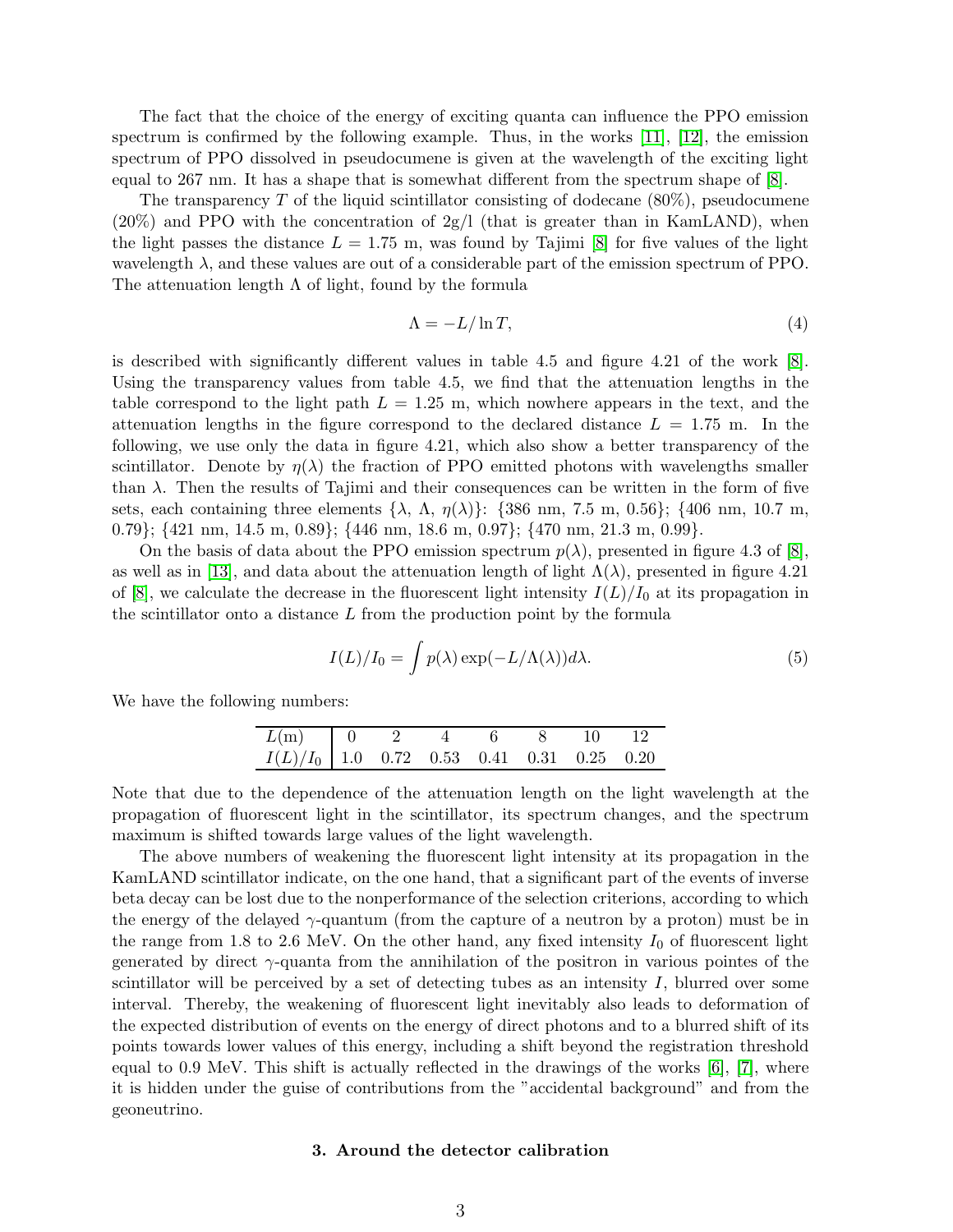The fact that the choice of the energy of exciting quanta can influence the PPO emission spectrum is confirmed by the following example. Thus, in the works [11], [12], the emission spectrum of PPO dissolved in pseudocumene is given at the wavelength of the exciting light equal to 267 nm. It has a shape that is somewhat different from the spectrum shape of [8].

The transparency $T$ of the liquid scintillator consisting of dodecane (80%), pseudocumene (20%) and PPO with the concentration of 2g/l (that is greater than in KamLAND), when the light passes the distance $L = 1.75$ m, was found by Tajimi [8] for five values of the light wavelength $\lambda$, and these values are out of a considerable part of the emission spectrum of PPO. The attenuation length $\Lambda$ of light, found by the formula

$$\Lambda = -L/\ln T, \tag{4}$$

is described with significantly different values in table 4.5 and figure 4.21 of the work [8]. Using the transparency values from table 4.5, we find that the attenuation lengths in the table correspond to the light path $L = 1.25$ m, which nowhere appears in the text, and the attenuation lengths in the figure correspond to the declared distance $L = 1.75$ m. In the following, we use only the data in figure 4.21, which also show a better transparency of the scintillator. Denote by $\eta(\lambda)$ the fraction of PPO emitted photons with wavelengths smaller than $\lambda$. Then the results of Tajimi and their consequences can be written in the form of five sets, each containing three elements $\{\lambda,\ \Lambda,\ \eta(\lambda)\}$: {386 nm, 7.5 m, 0.56}; {406 nm, 10.7 m, 0.79}; {421 nm, 14.5 m, 0.89}; {446 nm, 18.6 m, 0.97}; {470 nm, 21.3 m, 0.99}.

On the basis of data about the PPO emission spectrum $p(\lambda)$, presented in figure 4.3 of [8], as well as in [13], and data about the attenuation length of light $\Lambda(\lambda)$, presented in figure 4.21 of [8], we calculate the decrease in the fluorescent light intensity $I(L)/I_0$ at its propagation in the scintillator onto a distance $L$ from the production point by the formula

$$I(L)/I_0 = \int p(\lambda) \exp(-L/\Lambda(\lambda)) d\lambda. \tag{5}$$

We have the following numbers:

| $L$(m) | 0 | 2 | 4 | 6 | 8 | 10 | 12 |
|---|---|---|---|---|---|---|---|
| $I(L)/I_0$ | 1.0 | 0.72 | 0.53 | 0.41 | 0.31 | 0.25 | 0.20 |

Note that due to the dependence of the attenuation length on the light wavelength at the propagation of fluorescent light in the scintillator, its spectrum changes, and the spectrum maximum is shifted towards large values of the light wavelength.

The above numbers of weakening the fluorescent light intensity at its propagation in the KamLAND scintillator indicate, on the one hand, that a significant part of the events of inverse beta decay can be lost due to the nonperformance of the selection criterions, according to which the energy of the delayed $\gamma$-quantum (from the capture of a neutron by a proton) must be in the range from 1.8 to 2.6 MeV. On the other hand, any fixed intensity $I_0$ of fluorescent light generated by direct $\gamma$-quanta from the annihilation of the positron in various pointes of the scintillator will be perceived by a set of detecting tubes as an intensity $I$, blurred over some interval. Thereby, the weakening of fluorescent light inevitably also leads to deformation of the expected distribution of events on the energy of direct photons and to a blurred shift of its points towards lower values of this energy, including a shift beyond the registration threshold equal to 0.9 MeV. This shift is actually reflected in the drawings of the works [6], [7], where it is hidden under the guise of contributions from the "accidental background" and from the geoneutrino.

## 3. Around the detector calibration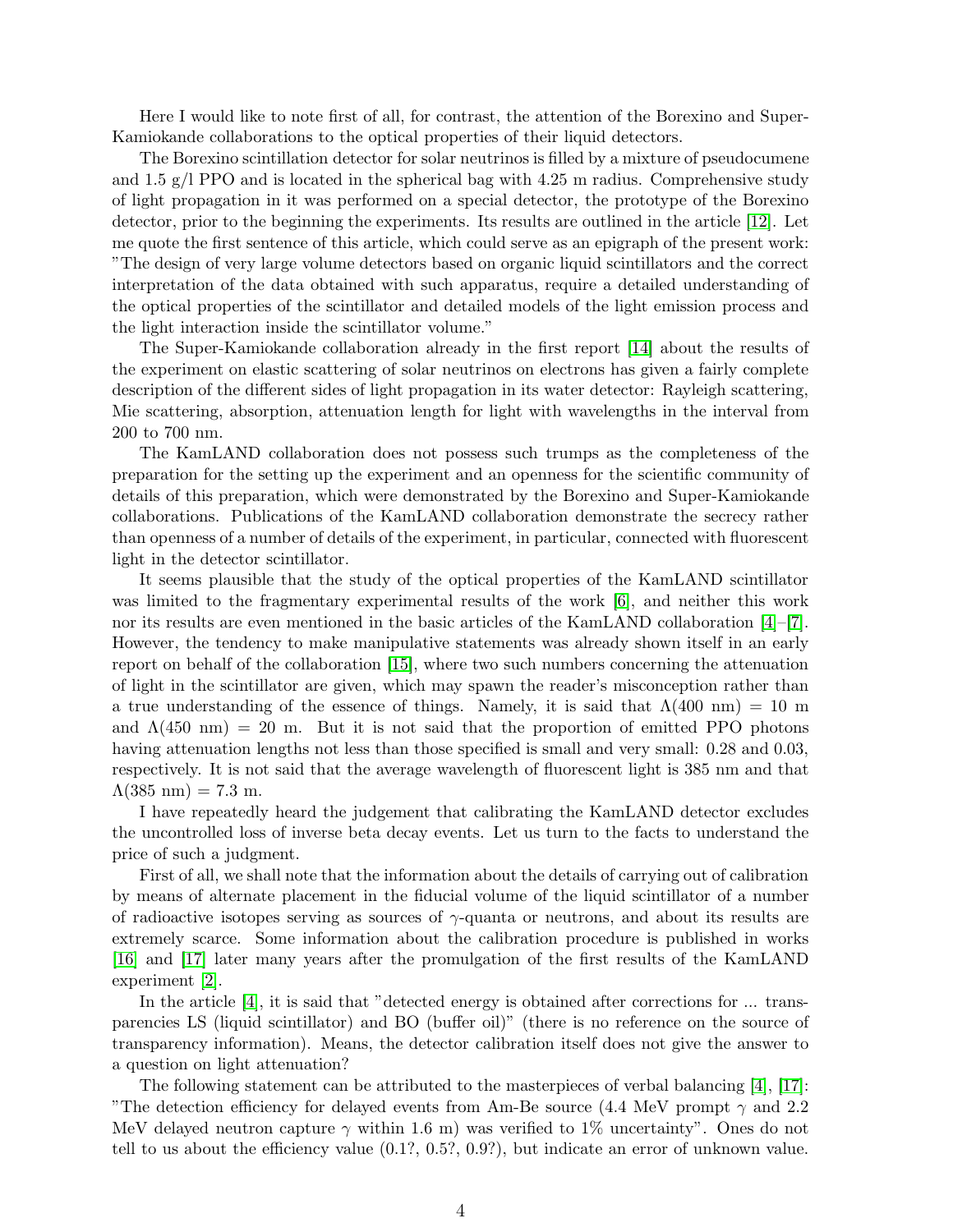Here I would like to note first of all, for contrast, the attention of the Borexino and Super-Kamiokande collaborations to the optical properties of their liquid detectors.

The Borexino scintillation detector for solar neutrinos is filled by a mixture of pseudocumene and 1.5 g/l PPO and is located in the spherical bag with 4.25 m radius. Comprehensive study of light propagation in it was performed on a special detector, the prototype of the Borexino detector, prior to the beginning the experiments. Its results are outlined in the article [12]. Let me quote the first sentence of this article, which could serve as an epigraph of the present work: "The design of very large volume detectors based on organic liquid scintillators and the correct interpretation of the data obtained with such apparatus, require a detailed understanding of the optical properties of the scintillator and detailed models of the light emission process and the light interaction inside the scintillator volume."

The Super-Kamiokande collaboration already in the first report [14] about the results of the experiment on elastic scattering of solar neutrinos on electrons has given a fairly complete description of the different sides of light propagation in its water detector: Rayleigh scattering, Mie scattering, absorption, attenuation length for light with wavelengths in the interval from 200 to 700 nm.

The KamLAND collaboration does not possess such trumps as the completeness of the preparation for the setting up the experiment and an openness for the scientific community of details of this preparation, which were demonstrated by the Borexino and Super-Kamiokande collaborations. Publications of the KamLAND collaboration demonstrate the secrecy rather than openness of a number of details of the experiment, in particular, connected with fluorescent light in the detector scintillator.

It seems plausible that the study of the optical properties of the KamLAND scintillator was limited to the fragmentary experimental results of the work [6], and neither this work nor its results are even mentioned in the basic articles of the KamLAND collaboration [4]–[7]. However, the tendency to make manipulative statements was already shown itself in an early report on behalf of the collaboration [15], where two such numbers concerning the attenuation of light in the scintillator are given, which may spawn the reader's misconception rather than a true understanding of the essence of things. Namely, it is said that $\Lambda$(400 nm) = 10 m and $\Lambda$(450 nm) = 20 m. But it is not said that the proportion of emitted PPO photons having attenuation lengths not less than those specified is small and very small: 0.28 and 0.03, respectively. It is not said that the average wavelength of fluorescent light is 385 nm and that $\Lambda$(385 nm) = 7.3 m.

I have repeatedly heard the judgement that calibrating the KamLAND detector excludes the uncontrolled loss of inverse beta decay events. Let us turn to the facts to understand the price of such a judgment.

First of all, we shall note that the information about the details of carrying out of calibration by means of alternate placement in the fiducial volume of the liquid scintillator of a number of radioactive isotopes serving as sources of $\gamma$-quanta or neutrons, and about its results are extremely scarce. Some information about the calibration procedure is published in works [16] and [17] later many years after the promulgation of the first results of the KamLAND experiment [2].

In the article [4], it is said that "detected energy is obtained after corrections for ... transparencies LS (liquid scintillator) and BO (buffer oil)" (there is no reference on the source of transparency information). Means, the detector calibration itself does not give the answer to a question on light attenuation?

The following statement can be attributed to the masterpieces of verbal balancing [4], [17]: "The detection efficiency for delayed events from Am-Be source (4.4 MeV prompt $\gamma$ and 2.2 MeV delayed neutron capture $\gamma$ within 1.6 m) was verified to 1% uncertainty". Ones do not tell to us about the efficiency value (0.1?, 0.5?, 0.9?), but indicate an error of unknown value.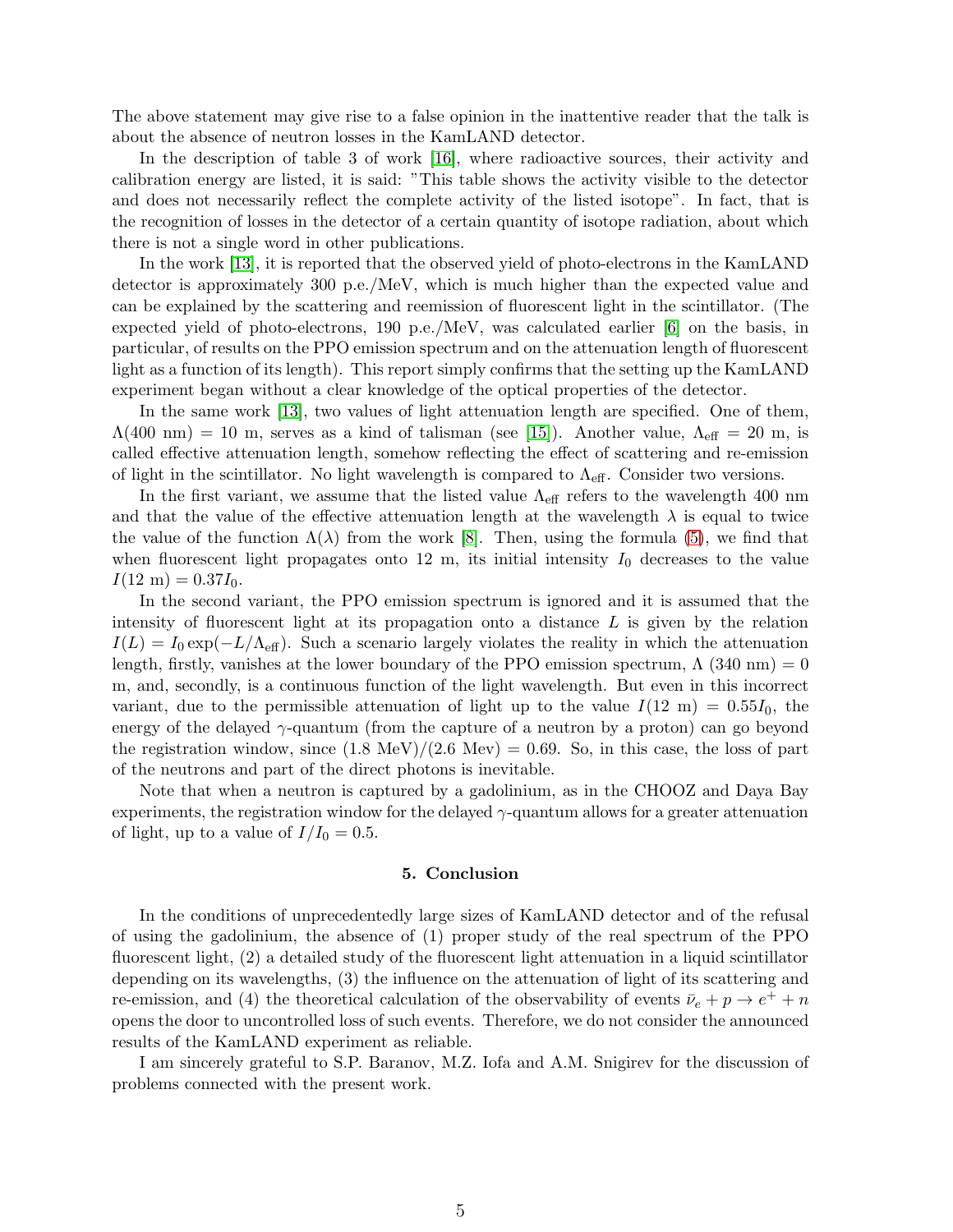The above statement may give rise to a false opinion in the inattentive reader that the talk is about the absence of neutron losses in the KamLAND detector.

In the description of table 3 of work [16], where radioactive sources, their activity and calibration energy are listed, it is said: "This table shows the activity visible to the detector and does not necessarily reflect the complete activity of the listed isotope". In fact, that is the recognition of losses in the detector of a certain quantity of isotope radiation, about which there is not a single word in other publications.

In the work [13], it is reported that the observed yield of photo-electrons in the KamLAND detector is approximately 300 p.e./MeV, which is much higher than the expected value and can be explained by the scattering and reemission of fluorescent light in the scintillator. (The expected yield of photo-electrons, 190 p.e./MeV, was calculated earlier [6] on the basis, in particular, of results on the PPO emission spectrum and on the attenuation length of fluorescent light as a function of its length). This report simply confirms that the setting up the KamLAND experiment began without a clear knowledge of the optical properties of the detector.

In the same work [13], two values of light attenuation length are specified. One of them, $\Lambda(400\ \text{nm}) = 10$ m, serves as a kind of talisman (see [15]). Another value, $\Lambda_{\text{eff}} = 20$ m, is called effective attenuation length, somehow reflecting the effect of scattering and re-emission of light in the scintillator. No light wavelength is compared to $\Lambda_{\text{eff}}$. Consider two versions.

In the first variant, we assume that the listed value $\Lambda_{\text{eff}}$ refers to the wavelength 400 nm and that the value of the effective attenuation length at the wavelength $\lambda$ is equal to twice the value of the function $\Lambda(\lambda)$ from the work [8]. Then, using the formula (5), we find that when fluorescent light propagates onto 12 m, its initial intensity $I_0$ decreases to the value $I(12\ \text{m}) = 0.37 I_0$.

In the second variant, the PPO emission spectrum is ignored and it is assumed that the intensity of fluorescent light at its propagation onto a distance $L$ is given by the relation $I(L) = I_0 \exp(-L/\Lambda_{\text{eff}})$. Such a scenario largely violates the reality in which the attenuation length, firstly, vanishes at the lower boundary of the PPO emission spectrum, $\Lambda\ (340\ \text{nm}) = 0$ m, and, secondly, is a continuous function of the light wavelength. But even in this incorrect variant, due to the permissible attenuation of light up to the value $I(12\ \text{m}) = 0.55 I_0$, the energy of the delayed $\gamma$-quantum (from the capture of a neutron by a proton) can go beyond the registration window, since $(1.8\ \text{MeV})/(2.6\ \text{Mev}) = 0.69$. So, in this case, the loss of part of the neutrons and part of the direct photons is inevitable.

Note that when a neutron is captured by a gadolinium, as in the CHOOZ and Daya Bay experiments, the registration window for the delayed $\gamma$-quantum allows for a greater attenuation of light, up to a value of $I/I_0 = 0.5$.

## 5. Conclusion

In the conditions of unprecedentedly large sizes of KamLAND detector and of the refusal of using the gadolinium, the absence of (1) proper study of the real spectrum of the PPO fluorescent light, (2) a detailed study of the fluorescent light attenuation in a liquid scintillator depending on its wavelengths, (3) the influence on the attenuation of light of its scattering and re-emission, and (4) the theoretical calculation of the observability of events $\bar{\nu}_e + p \to e^+ + n$ opens the door to uncontrolled loss of such events. Therefore, we do not consider the announced results of the KamLAND experiment as reliable.

I am sincerely grateful to S.P. Baranov, M.Z. Iofa and A.M. Snigirev for the discussion of problems connected with the present work.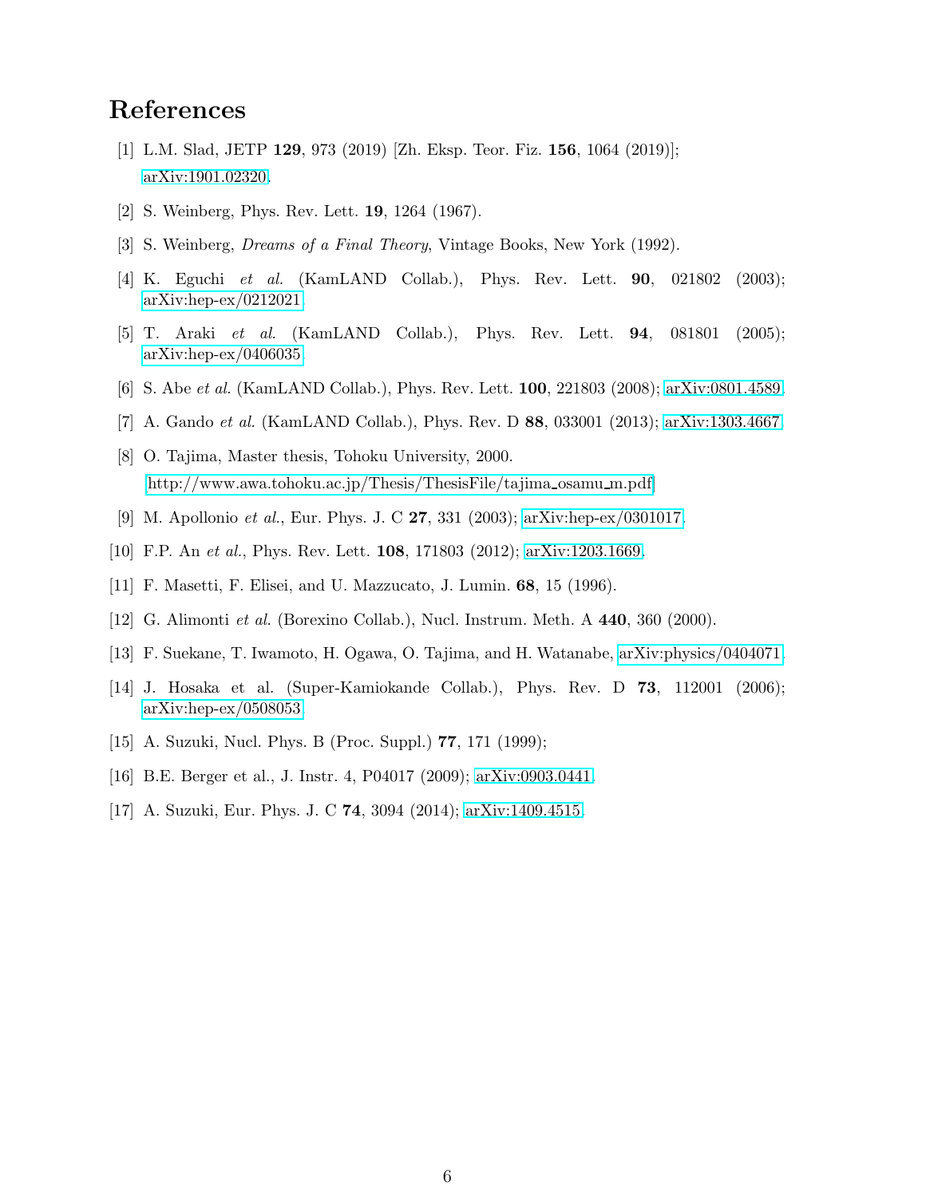# References

[1] L.M. Slad, JETP **129**, 973 (2019) [Zh. Eksp. Teor. Fiz. **156**, 1064 (2019)]; arXiv:1901.02320.

[2] S. Weinberg, Phys. Rev. Lett. **19**, 1264 (1967).

[3] S. Weinberg, *Dreams of a Final Theory*, Vintage Books, New York (1992).

[4] K. Eguchi *et al.* (KamLAND Collab.), Phys. Rev. Lett. **90**, 021802 (2003); arXiv:hep-ex/0212021.

[5] T. Araki *et al.* (KamLAND Collab.), Phys. Rev. Lett. **94**, 081801 (2005); arXiv:hep-ex/0406035.

[6] S. Abe *et al.* (KamLAND Collab.), Phys. Rev. Lett. **100**, 221803 (2008); arXiv:0801.4589.

[7] A. Gando *et al.* (KamLAND Collab.), Phys. Rev. D **88**, 033001 (2013); arXiv:1303.4667.

[8] O. Tajima, Master thesis, Tohoku University, 2000. http://www.awa.tohoku.ac.jp/Thesis/ThesisFile/tajima_osamu_m.pdf

[9] M. Apollonio *et al.*, Eur. Phys. J. C **27**, 331 (2003); arXiv:hep-ex/0301017.

[10] F.P. An *et al.*, Phys. Rev. Lett. **108**, 171803 (2012); arXiv:1203.1669.

[11] F. Masetti, F. Elisei, and U. Mazzucato, J. Lumin. **68**, 15 (1996).

[12] G. Alimonti *et al.* (Borexino Collab.), Nucl. Instrum. Meth. A **440**, 360 (2000).

[13] F. Suekane, T. Iwamoto, H. Ogawa, O. Tajima, and H. Watanabe, arXiv:physics/0404071.

[14] J. Hosaka et al. (Super-Kamiokande Collab.), Phys. Rev. D **73**, 112001 (2006); arXiv:hep-ex/0508053.

[15] A. Suzuki, Nucl. Phys. B (Proc. Suppl.) **77**, 171 (1999);

[16] B.E. Berger et al., J. Instr. 4, P04017 (2009); arXiv:0903.0441.

[17] A. Suzuki, Eur. Phys. J. C **74**, 3094 (2014); arXiv:1409.4515.